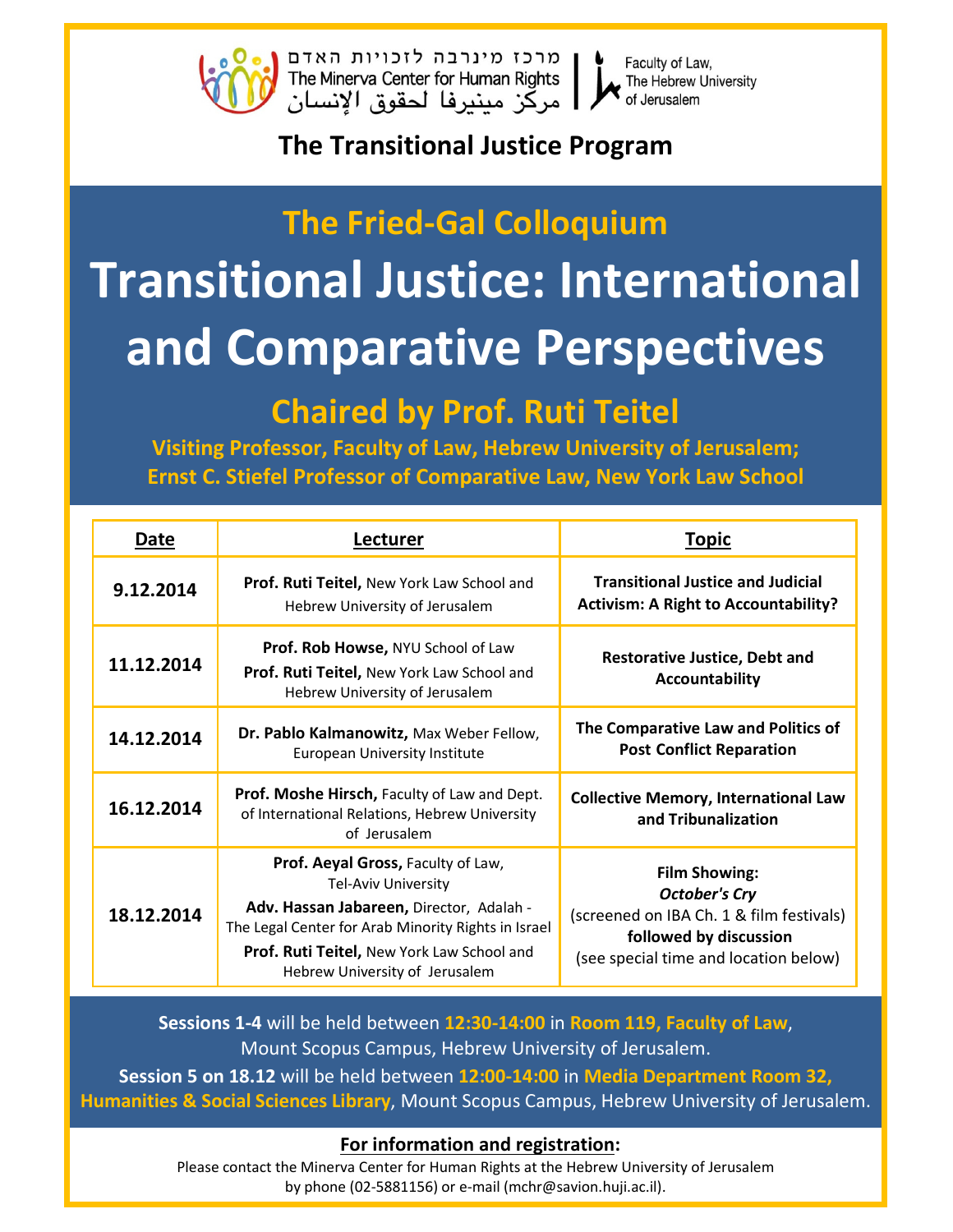מרכז מינרבה לזכויות האדם
The Minerva Center for Human Rights
مركز مينيرفا لحقوق الإنسان

Faculty of Law, The Hebrew University of Jerusalem

## The Transitional Justice Program

## The Fried-Gal Colloquium

# Transitional Justice: International and Comparative Perspectives

## Chaired by Prof. Ruti Teitel

**Visiting Professor, Faculty of Law, Hebrew University of Jerusalem;**
**Ernst C. Stiefel Professor of Comparative Law, New York Law School**

| Date | Lecturer | Topic |
|---|---|---|
| **9.12.2014** | **Prof. Ruti Teitel,** New York Law School and Hebrew University of Jerusalem | **Transitional Justice and Judicial Activism: A Right to Accountability?** |
| **11.12.2014** | **Prof. Rob Howse,** NYU School of Law<br>**Prof. Ruti Teitel,** New York Law School and Hebrew University of Jerusalem | **Restorative Justice, Debt and Accountability** |
| **14.12.2014** | **Dr. Pablo Kalmanowitz,** Max Weber Fellow, European University Institute | **The Comparative Law and Politics of Post Conflict Reparation** |
| **16.12.2014** | **Prof. Moshe Hirsch,** Faculty of Law and Dept. of International Relations, Hebrew University of Jerusalem | **Collective Memory, International Law and Tribunalization** |
| **18.12.2014** | **Prof. Aeyal Gross,** Faculty of Law, Tel-Aviv University<br>**Adv. Hassan Jabareen,** Director, Adalah - The Legal Center for Arab Minority Rights in Israel<br>**Prof. Ruti Teitel,** New York Law School and Hebrew University of Jerusalem | **Film Showing:**<br>***October's Cry***<br>(screened on IBA Ch. 1 & film festivals)<br>**followed by discussion**<br>(see special time and location below) |

**Sessions 1-4** will be held between **12:30-14:00** in **Room 119, Faculty of Law**, Mount Scopus Campus, Hebrew University of Jerusalem.

**Session 5 on 18.12** will be held between **12:00-14:00** in **Media Department Room 32, Humanities & Social Sciences Library**, Mount Scopus Campus, Hebrew University of Jerusalem.

**For information and registration:**

Please contact the Minerva Center for Human Rights at the Hebrew University of Jerusalem by phone (02-5881156) or e-mail (mchr@savion.huji.ac.il).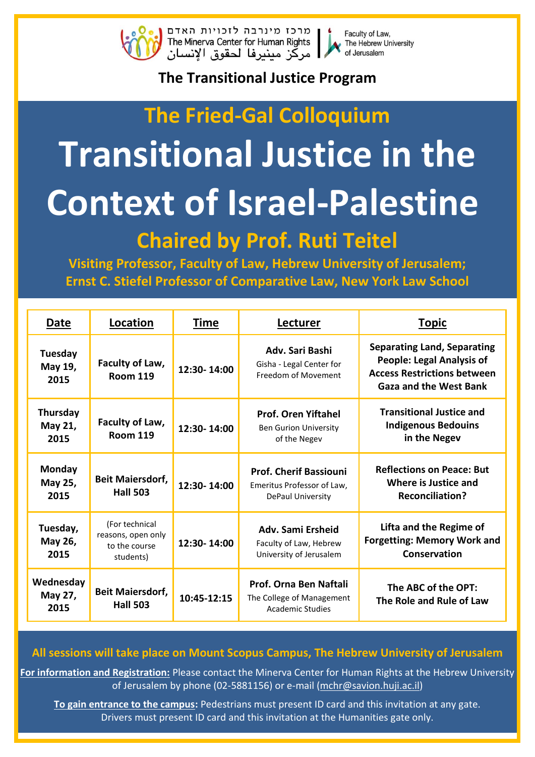מרכז מינרבה לזכויות האדם
The Minerva Center for Human Rights
مركز مينيرفا لحقوق الإنسان

Faculty of Law, The Hebrew University of Jerusalem

**The Transitional Justice Program**

## The Fried-Gal Colloquium

# Transitional Justice in the Context of Israel-Palestine

## Chaired by Prof. Ruti Teitel

**Visiting Professor, Faculty of Law, Hebrew University of Jerusalem; Ernst C. Stiefel Professor of Comparative Law, New York Law School**

| Date | Location | Time | Lecturer | Topic |
| --- | --- | --- | --- | --- |
| **Tuesday May 19, 2015** | **Faculty of Law, Room 119** | **12:30- 14:00** | **Adv. Sari Bashi** Gisha - Legal Center for Freedom of Movement | **Separating Land, Separating People: Legal Analysis of Access Restrictions between Gaza and the West Bank** |
| **Thursday May 21, 2015** | **Faculty of Law, Room 119** | **12:30- 14:00** | **Prof. Oren Yiftahel** Ben Gurion University of the Negev | **Transitional Justice and Indigenous Bedouins in the Negev** |
| **Monday May 25, 2015** | **Beit Maiersdorf, Hall 503** | **12:30- 14:00** | **Prof. Cherif Bassiouni** Emeritus Professor of Law, DePaul University | **Reflections on Peace: But Where is Justice and Reconciliation?** |
| **Tuesday, May 26, 2015** | (For technical reasons, open only to the course students) | **12:30- 14:00** | **Adv. Sami Ersheid** Faculty of Law, Hebrew University of Jerusalem | **Lifta and the Regime of Forgetting: Memory Work and Conservation** |
| **Wednesday May 27, 2015** | **Beit Maiersdorf, Hall 503** | **10:45-12:15** | **Prof. Orna Ben Naftali** The College of Management Academic Studies | **The ABC of the OPT: The Role and Rule of Law** |

**All sessions will take place on Mount Scopus Campus, The Hebrew University of Jerusalem**

**For information and Registration:** Please contact the Minerva Center for Human Rights at the Hebrew University of Jerusalem by phone (02-5881156) or e-mail (mchr@savion.huji.ac.il)

**To gain entrance to the campus:** Pedestrians must present ID card and this invitation at any gate. Drivers must present ID card and this invitation at the Humanities gate only.